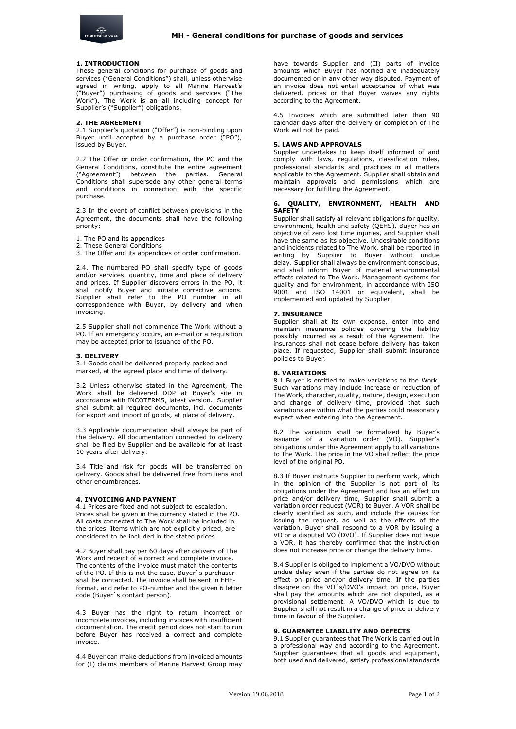# MH - General conditions for purchase of goods and services

## 1. INTRODUCTION

These general conditions for purchase of goods and services ("General Conditions") shall, unless otherwise agreed in writing, apply to all Marine Harvest's ("Buyer") purchasing of goods and services ("The Work"). The Work is an all including concept for Supplier's ("Supplier") obligations.

## 2. THE AGREEMENT

2.1 Supplier's quotation ("Offer") is non-binding upon Buyer until accepted by a purchase order ("PO"), issued by Buyer.

2.2 The Offer or order confirmation, the PO and the General Conditions, constitute the entire agreement ("Agreement") between the parties. General Conditions shall supersede any other general terms and conditions in connection with the specific purchase.

2.3 In the event of conflict between provisions in the Agreement, the documents shall have the following priority:

1. The PO and its appendices
2. These General Conditions
3. The Offer and its appendices or order confirmation.

2.4. The numbered PO shall specify type of goods and/or services, quantity, time and place of delivery and prices. If Supplier discovers errors in the PO, it shall notify Buyer and initiate corrective actions. Supplier shall refer to the PO number in all correspondence with Buyer, by delivery and when invoicing.

2.5 Supplier shall not commence The Work without a PO. If an emergency occurs, an e-mail or a requisition may be accepted prior to issuance of the PO.

## 3. DELIVERY

3.1 Goods shall be delivered properly packed and marked, at the agreed place and time of delivery.

3.2 Unless otherwise stated in the Agreement, The Work shall be delivered DDP at Buyer's site in accordance with INCOTERMS, latest version. Supplier shall submit all required documents, incl. documents for export and import of goods, at place of delivery.

3.3 Applicable documentation shall always be part of the delivery. All documentation connected to delivery shall be filed by Supplier and be available for at least 10 years after delivery.

3.4 Title and risk for goods will be transferred on delivery. Goods shall be delivered free from liens and other encumbrances.

## 4. INVOICING AND PAYMENT

4.1 Prices are fixed and not subject to escalation. Prices shall be given in the currency stated in the PO. All costs connected to The Work shall be included in the prices. Items which are not explicitly priced, are considered to be included in the stated prices.

4.2 Buyer shall pay per 60 days after delivery of The Work and receipt of a correct and complete invoice. The contents of the invoice must match the contents of the PO. If this is not the case, Buyer`s purchaser shall be contacted. The invoice shall be sent in EHF-format, and refer to PO-number and the given 6 letter code (Buyer`s contact person).

4.3 Buyer has the right to return incorrect or incomplete invoices, including invoices with insufficient documentation. The credit period does not start to run before Buyer has received a correct and complete invoice.

4.4 Buyer can make deductions from invoiced amounts for (I) claims members of Marine Harvest Group may have towards Supplier and (II) parts of invoice amounts which Buyer has notified are inadequately documented or in any other way disputed. Payment of an invoice does not entail acceptance of what was delivered, prices or that Buyer waives any rights according to the Agreement.

4.5 Invoices which are submitted later than 90 calendar days after the delivery or completion of The Work will not be paid.

## 5. LAWS AND APPROVALS

Supplier undertakes to keep itself informed of and comply with laws, regulations, classification rules, professional standards and practices in all matters applicable to the Agreement. Supplier shall obtain and maintain approvals and permissions which are necessary for fulfilling the Agreement.

## 6. QUALITY, ENVIRONMENT, HEALTH AND SAFETY

Supplier shall satisfy all relevant obligations for quality, environment, health and safety (QEHS). Buyer has an objective of zero lost time injuries, and Supplier shall have the same as its objective. Undesirable conditions and incidents related to The Work, shall be reported in writing by Supplier to Buyer without undue delay. Supplier shall always be environment conscious, and shall inform Buyer of material environmental effects related to The Work. Management systems for quality and for environment, in accordance with ISO 9001 and ISO 14001 or equivalent, shall be implemented and updated by Supplier.

## 7. INSURANCE

Supplier shall at its own expense, enter into and maintain insurance policies covering the liability possibly incurred as a result of the Agreement. The insurances shall not cease before delivery has taken place. If requested, Supplier shall submit insurance policies to Buyer.

## 8. VARIATIONS

8.1 Buyer is entitled to make variations to the Work. Such variations may include increase or reduction of The Work, character, quality, nature, design, execution and change of delivery time, provided that such variations are within what the parties could reasonably expect when entering into the Agreement.

8.2 The variation shall be formalized by Buyer's issuance of a variation order (VO). Supplier's obligations under this Agreement apply to all variations to The Work. The price in the VO shall reflect the price level of the original PO.

8.3 If Buyer instructs Supplier to perform work, which in the opinion of the Supplier is not part of its obligations under the Agreement and has an effect on price and/or delivery time, Supplier shall submit a variation order request (VOR) to Buyer. A VOR shall be clearly identified as such, and include the causes for issuing the request, as well as the effects of the variation. Buyer shall respond to a VOR by issuing a VO or a disputed VO (DVO). If Supplier does not issue a VOR, it has thereby confirmed that the instruction does not increase price or change the delivery time.

8.4 Supplier is obliged to implement a VO/DVO without undue delay even if the parties do not agree on its effect on price and/or delivery time. If the parties disagree on the VO`s/DVO's impact on price, Buyer shall pay the amounts which are not disputed, as a provisional settlement. A VO/DVO which is due to Supplier shall not result in a change of price or delivery time in favour of the Supplier.

## 9. GUARANTEE LIABILITY AND DEFECTS

9.1 Supplier guarantees that The Work is carried out in a professional way and according to the Agreement. Supplier guarantees that all goods and equipment, both used and delivered, satisfy professional standards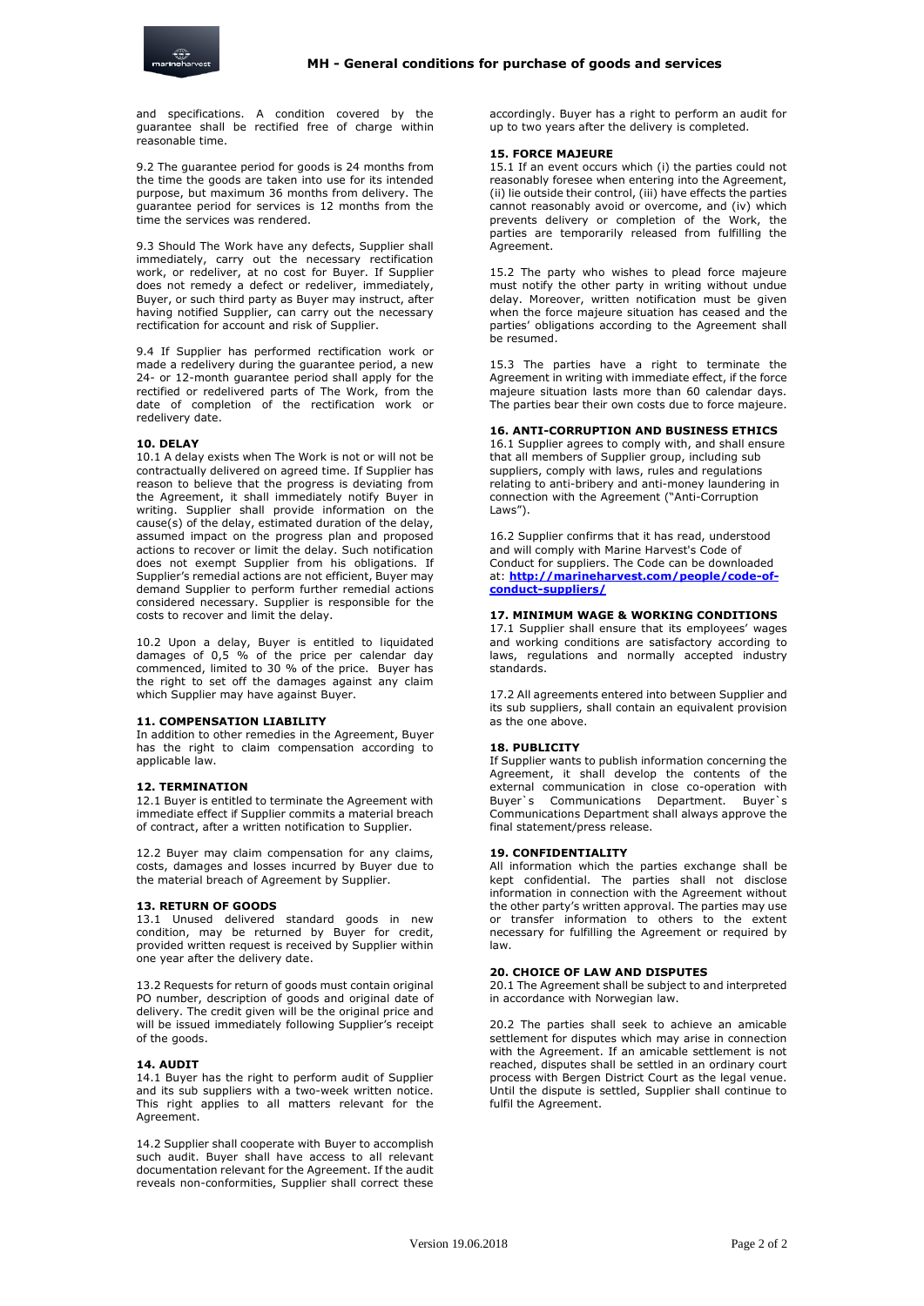and specifications. A condition covered by the guarantee shall be rectified free of charge within reasonable time.

9.2 The guarantee period for goods is 24 months from the time the goods are taken into use for its intended purpose, but maximum 36 months from delivery. The guarantee period for services is 12 months from the time the services was rendered.

9.3 Should The Work have any defects, Supplier shall immediately, carry out the necessary rectification work, or redeliver, at no cost for Buyer. If Supplier does not remedy a defect or redeliver, immediately, Buyer, or such third party as Buyer may instruct, after having notified Supplier, can carry out the necessary rectification for account and risk of Supplier.

9.4 If Supplier has performed rectification work or made a redelivery during the guarantee period, a new 24- or 12-month guarantee period shall apply for the rectified or redelivered parts of The Work, from the date of completion of the rectification work or redelivery date.

**10. DELAY**

10.1 A delay exists when The Work is not or will not be contractually delivered on agreed time. If Supplier has reason to believe that the progress is deviating from the Agreement, it shall immediately notify Buyer in writing. Supplier shall provide information on the cause(s) of the delay, estimated duration of the delay, assumed impact on the progress plan and proposed actions to recover or limit the delay. Such notification does not exempt Supplier from his obligations. If Supplier's remedial actions are not efficient, Buyer may demand Supplier to perform further remedial actions considered necessary. Supplier is responsible for the costs to recover and limit the delay.

10.2 Upon a delay, Buyer is entitled to liquidated damages of 0,5 % of the price per calendar day commenced, limited to 30 % of the price. Buyer has the right to set off the damages against any claim which Supplier may have against Buyer.

**11. COMPENSATION LIABILITY**

In addition to other remedies in the Agreement, Buyer has the right to claim compensation according to applicable law.

**12. TERMINATION**

12.1 Buyer is entitled to terminate the Agreement with immediate effect if Supplier commits a material breach of contract, after a written notification to Supplier.

12.2 Buyer may claim compensation for any claims, costs, damages and losses incurred by Buyer due to the material breach of Agreement by Supplier.

**13. RETURN OF GOODS**

13.1 Unused delivered standard goods in new condition, may be returned by Buyer for credit, provided written request is received by Supplier within one year after the delivery date.

13.2 Requests for return of goods must contain original PO number, description of goods and original date of delivery. The credit given will be the original price and will be issued immediately following Supplier's receipt of the goods.

**14. AUDIT**

14.1 Buyer has the right to perform audit of Supplier and its sub suppliers with a two-week written notice. This right applies to all matters relevant for the Agreement.

14.2 Supplier shall cooperate with Buyer to accomplish such audit. Buyer shall have access to all relevant documentation relevant for the Agreement. If the audit reveals non-conformities, Supplier shall correct these accordingly. Buyer has a right to perform an audit for up to two years after the delivery is completed.

**15. FORCE MAJEURE**

15.1 If an event occurs which (i) the parties could not reasonably foresee when entering into the Agreement, (ii) lie outside their control, (iii) have effects the parties cannot reasonably avoid or overcome, and (iv) which prevents delivery or completion of the Work, the parties are temporarily released from fulfilling the Agreement.

15.2 The party who wishes to plead force majeure must notify the other party in writing without undue delay. Moreover, written notification must be given when the force majeure situation has ceased and the parties' obligations according to the Agreement shall be resumed.

15.3 The parties have a right to terminate the Agreement in writing with immediate effect, if the force majeure situation lasts more than 60 calendar days. The parties bear their own costs due to force majeure.

**16. ANTI-CORRUPTION AND BUSINESS ETHICS**

16.1 Supplier agrees to comply with, and shall ensure that all members of Supplier group, including sub suppliers, comply with laws, rules and regulations relating to anti-bribery and anti-money laundering in connection with the Agreement ("Anti-Corruption Laws").

16.2 Supplier confirms that it has read, understood and will comply with Marine Harvest's Code of Conduct for suppliers. The Code can be downloaded at: **http://marineharvest.com/people/code-of-conduct-suppliers/**

**17. MINIMUM WAGE & WORKING CONDITIONS**

17.1 Supplier shall ensure that its employees' wages and working conditions are satisfactory according to laws, regulations and normally accepted industry standards.

17.2 All agreements entered into between Supplier and its sub suppliers, shall contain an equivalent provision as the one above.

**18. PUBLICITY**

If Supplier wants to publish information concerning the Agreement, it shall develop the contents of the external communication in close co-operation with Buyer`s Communications Department. Buyer`s Communications Department shall always approve the final statement/press release.

**19. CONFIDENTIALITY**

All information which the parties exchange shall be kept confidential. The parties shall not disclose information in connection with the Agreement without the other party's written approval. The parties may use or transfer information to others to the extent necessary for fulfilling the Agreement or required by law.

**20. CHOICE OF LAW AND DISPUTES**

20.1 The Agreement shall be subject to and interpreted in accordance with Norwegian law.

20.2 The parties shall seek to achieve an amicable settlement for disputes which may arise in connection with the Agreement. If an amicable settlement is not reached, disputes shall be settled in an ordinary court process with Bergen District Court as the legal venue. Until the dispute is settled, Supplier shall continue to fulfil the Agreement.

Version 19.06.2018